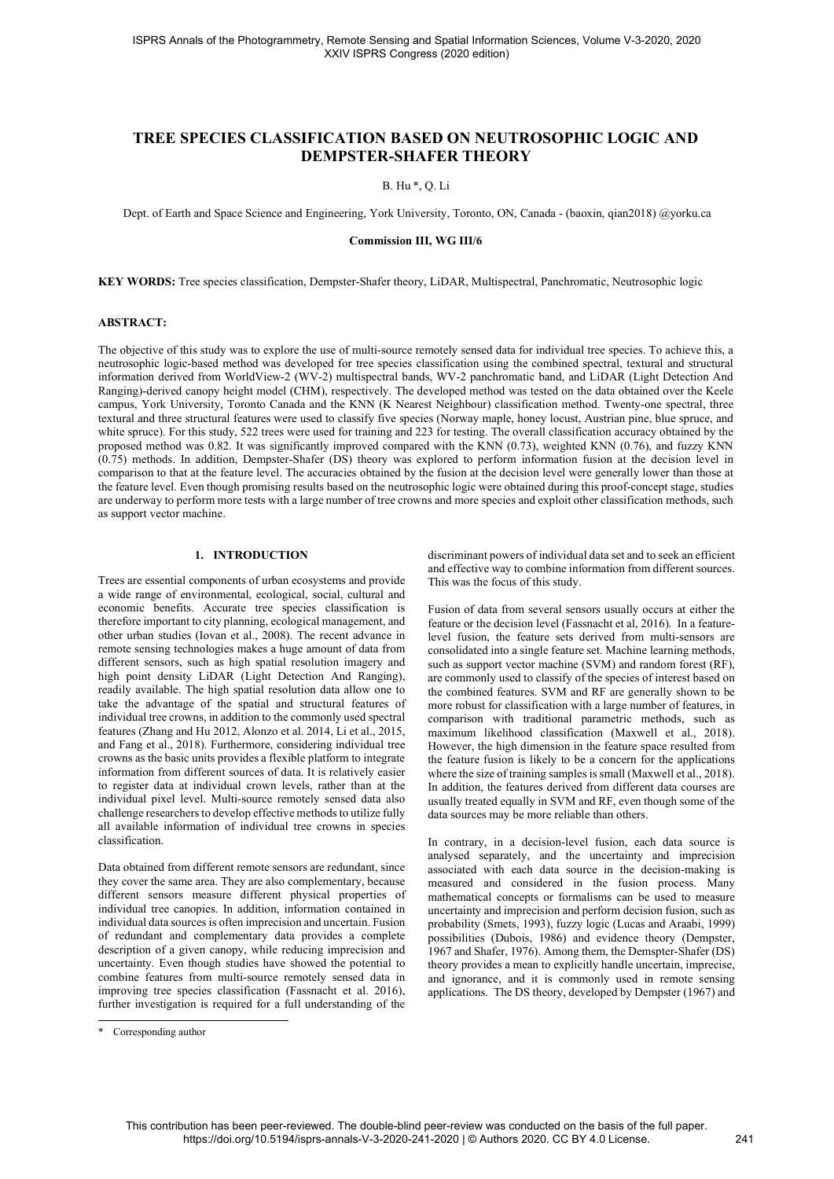# TREE SPECIES CLASSIFICATION BASED ON NEUTROSOPHIC LOGIC AND DEMPSTER-SHAFER THEORY

B. Hu *, Q. Li

Dept. of Earth and Space Science and Engineering, York University, Toronto, ON, Canada - (baoxin, qian2018) @yorku.ca

**Commission III, WG III/6**

**KEY WORDS:** Tree species classification, Dempster-Shafer theory, LiDAR, Multispectral, Panchromatic, Neutrosophic logic

## ABSTRACT:

The objective of this study was to explore the use of multi-source remotely sensed data for individual tree species. To achieve this, a neutrosophic logic-based method was developed for tree species classification using the combined spectral, textural and structural information derived from WorldView-2 (WV-2) multispectral bands, WV-2 panchromatic band, and LiDAR (Light Detection And Ranging)-derived canopy height model (CHM), respectively. The developed method was tested on the data obtained over the Keele campus, York University, Toronto Canada and the KNN (K Nearest Neighbour) classification method. Twenty-one spectral, three textural and three structural features were used to classify five species (Norway maple, honey locust, Austrian pine, blue spruce, and white spruce). For this study, 522 trees were used for training and 223 for testing. The overall classification accuracy obtained by the proposed method was 0.82. It was significantly improved compared with the KNN (0.73), weighted KNN (0.76), and fuzzy KNN (0.75) methods. In addition, Dempster-Shafer (DS) theory was explored to perform information fusion at the decision level in comparison to that at the feature level. The accuracies obtained by the fusion at the decision level were generally lower than those at the feature level. Even though promising results based on the neutrosophic logic were obtained during this proof-concept stage, studies are underway to perform more tests with a large number of tree crowns and more species and exploit other classification methods, such as support vector machine.

## 1. INTRODUCTION

Trees are essential components of urban ecosystems and provide a wide range of environmental, ecological, social, cultural and economic benefits. Accurate tree species classification is therefore important to city planning, ecological management, and other urban studies (Iovan et al., 2008). The recent advance in remote sensing technologies makes a huge amount of data from different sensors, such as high spatial resolution imagery and high point density LiDAR (Light Detection And Ranging), readily available. The high spatial resolution data allow one to take the advantage of the spatial and structural features of individual tree crowns, in addition to the commonly used spectral features (Zhang and Hu 2012, Alonzo et al. 2014, Li et al., 2015, and Fang et al., 2018). Furthermore, considering individual tree crowns as the basic units provides a flexible platform to integrate information from different sources of data. It is relatively easier to register data at individual crown levels, rather than at the individual pixel level. Multi-source remotely sensed data also challenge researchers to develop effective methods to utilize fully all available information of individual tree crowns in species classification.

Data obtained from different remote sensors are redundant, since they cover the same area. They are also complementary, because different sensors measure different physical properties of individual tree canopies. In addition, information contained in individual data sources is often imprecision and uncertain. Fusion of redundant and complementary data provides a complete description of a given canopy, while reducing imprecision and uncertainty. Even though studies have showed the potential to combine features from multi-source remotely sensed data in improving tree species classification (Fassnacht et al. 2016), further investigation is required for a full understanding of the discriminant powers of individual data set and to seek an efficient and effective way to combine information from different sources. This was the focus of this study.

Fusion of data from several sensors usually occurs at either the feature or the decision level (Fassnacht et al, 2016). In a feature-level fusion, the feature sets derived from multi-sensors are consolidated into a single feature set. Machine learning methods, such as support vector machine (SVM) and random forest (RF), are commonly used to classify of the species of interest based on the combined features. SVM and RF are generally shown to be more robust for classification with a large number of features, in comparison with traditional parametric methods, such as maximum likelihood classification (Maxwell et al., 2018). However, the high dimension in the feature space resulted from the feature fusion is likely to be a concern for the applications where the size of training samples is small (Maxwell et al., 2018). In addition, the features derived from different data courses are usually treated equally in SVM and RF, even though some of the data sources may be more reliable than others.

In contrary, in a decision-level fusion, each data source is analysed separately, and the uncertainty and imprecision associated with each data source in the decision-making is measured and considered in the fusion process. Many mathematical concepts or formalisms can be used to measure uncertainty and imprecision and perform decision fusion, such as probability (Smets, 1993), fuzzy logic (Lucas and Araabi, 1999) possibilities (Dubois, 1986) and evidence theory (Dempster, 1967 and Shafer, 1976). Among them, the Demspter-Shafer (DS) theory provides a mean to explicitly handle uncertain, imprecise, and ignorance, and it is commonly used in remote sensing applications. The DS theory, developed by Dempster (1967) and

\* Corresponding author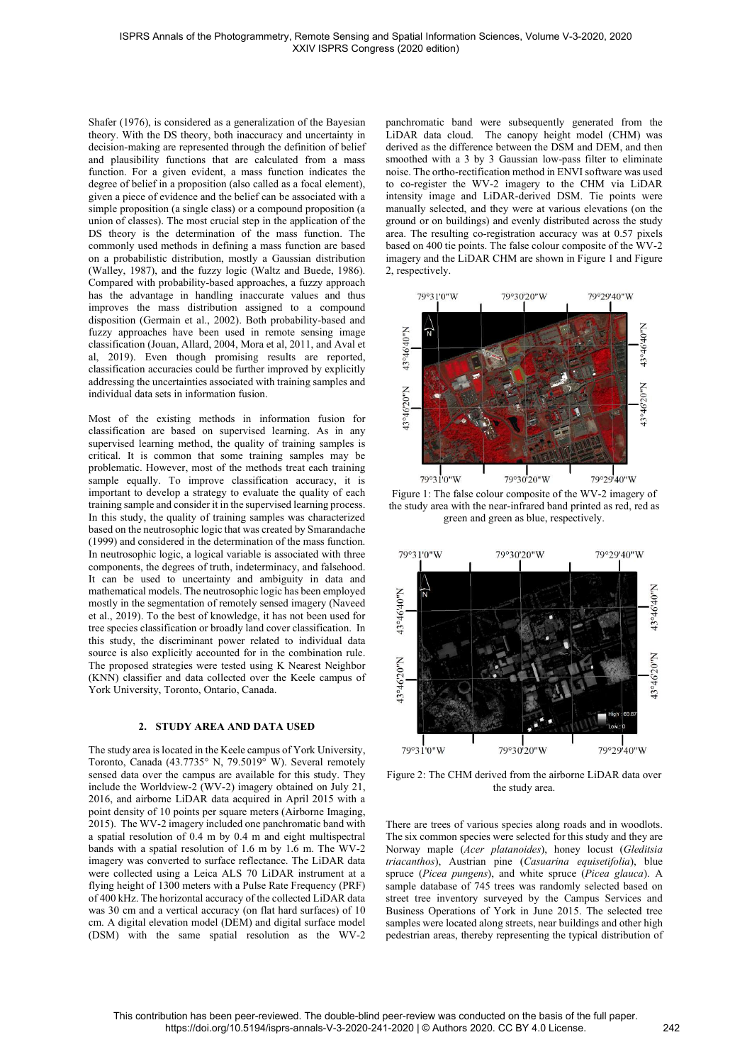Shafer (1976), is considered as a generalization of the Bayesian theory. With the DS theory, both inaccuracy and uncertainty in decision-making are represented through the definition of belief and plausibility functions that are calculated from a mass function. For a given evident, a mass function indicates the degree of belief in a proposition (also called as a focal element), given a piece of evidence and the belief can be associated with a simple proposition (a single class) or a compound proposition (a union of classes). The most crucial step in the application of the DS theory is the determination of the mass function. The commonly used methods in defining a mass function are based on a probabilistic distribution, mostly a Gaussian distribution (Walley, 1987), and the fuzzy logic (Waltz and Buede, 1986). Compared with probability-based approaches, a fuzzy approach has the advantage in handling inaccurate values and thus improves the mass distribution assigned to a compound disposition (Germain et al., 2002). Both probability-based and fuzzy approaches have been used in remote sensing image classification (Jouan, Allard, 2004, Mora et al, 2011, and Aval et al, 2019). Even though promising results are reported, classification accuracies could be further improved by explicitly addressing the uncertainties associated with training samples and individual data sets in information fusion.

Most of the existing methods in information fusion for classification are based on supervised learning. As in any supervised learning method, the quality of training samples is critical. It is common that some training samples may be problematic. However, most of the methods treat each training sample equally. To improve classification accuracy, it is important to develop a strategy to evaluate the quality of each training sample and consider it in the supervised learning process. In this study, the quality of training samples was characterized based on the neutrosophic logic that was created by Smarandache (1999) and considered in the determination of the mass function. In neutrosophic logic, a logical variable is associated with three components, the degrees of truth, indeterminacy, and falsehood. It can be used to uncertainty and ambiguity in data and mathematical models. The neutrosophic logic has been employed mostly in the segmentation of remotely sensed imagery (Naveed et al., 2019). To the best of knowledge, it has not been used for tree species classification or broadly land cover classification. In this study, the discriminant power related to individual data source is also explicitly accounted for in the combination rule. The proposed strategies were tested using K Nearest Neighbor (KNN) classifier and data collected over the Keele campus of York University, Toronto, Ontario, Canada.

## 2. STUDY AREA AND DATA USED

The study area is located in the Keele campus of York University, Toronto, Canada (43.7735° N, 79.5019° W). Several remotely sensed data over the campus are available for this study. They include the Worldview-2 (WV-2) imagery obtained on July 21, 2016, and airborne LiDAR data acquired in April 2015 with a point density of 10 points per square meters (Airborne Imaging, 2015). The WV-2 imagery included one panchromatic band with a spatial resolution of 0.4 m by 0.4 m and eight multispectral bands with a spatial resolution of 1.6 m by 1.6 m. The WV-2 imagery was converted to surface reflectance. The LiDAR data were collected using a Leica ALS 70 LiDAR instrument at a flying height of 1300 meters with a Pulse Rate Frequency (PRF) of 400 kHz. The horizontal accuracy of the collected LiDAR data was 30 cm and a vertical accuracy (on flat hard surfaces) of 10 cm. A digital elevation model (DEM) and digital surface model (DSM) with the same spatial resolution as the WV-2 panchromatic band were subsequently generated from the LiDAR data cloud. The canopy height model (CHM) was derived as the difference between the DSM and DEM, and then smoothed with a 3 by 3 Gaussian low-pass filter to eliminate noise. The ortho-rectification method in ENVI software was used to co-register the WV-2 imagery to the CHM via LiDAR intensity image and LiDAR-derived DSM. Tie points were manually selected, and they were at various elevations (on the ground or on buildings) and evenly distributed across the study area. The resulting co-registration accuracy was at 0.57 pixels based on 400 tie points. The false colour composite of the WV-2 imagery and the LiDAR CHM are shown in Figure 1 and Figure 2, respectively.

Figure 1: The false colour composite of the WV-2 imagery of the study area with the near-infrared band printed as red, red as green and green as blue, respectively.

Figure 2: The CHM derived from the airborne LiDAR data over the study area.

There are trees of various species along roads and in woodlots. The six common species were selected for this study and they are Norway maple (*Acer platanoides*), honey locust (*Gleditsia triacanthos*), Austrian pine (*Casuarina equisetifolia*), blue spruce (*Picea pungens*), and white spruce (*Picea glauca*). A sample database of 745 trees was randomly selected based on street tree inventory surveyed by the Campus Services and Business Operations of York in June 2015. The selected tree samples were located along streets, near buildings and other high pedestrian areas, thereby representing the typical distribution of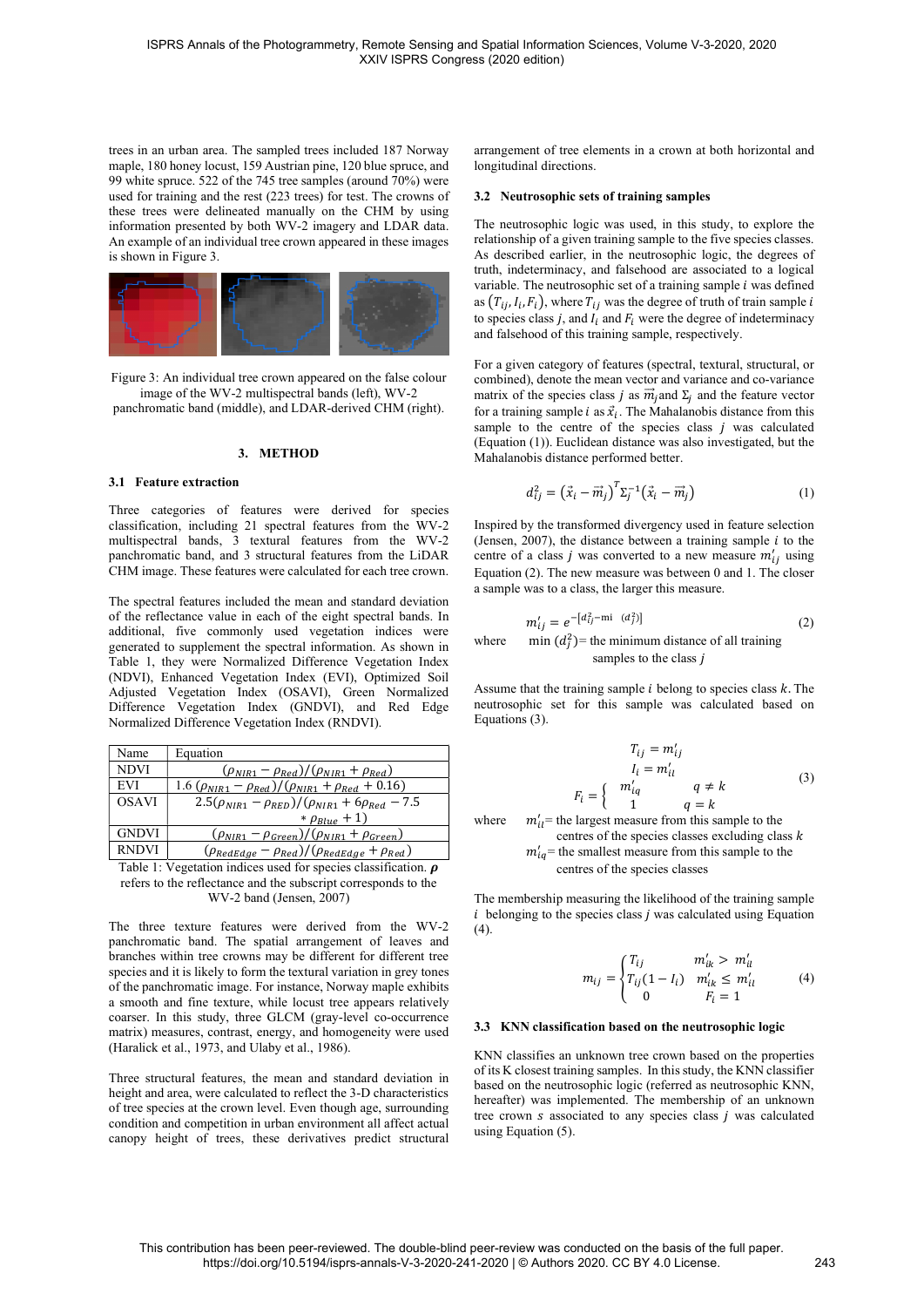trees in an urban area. The sampled trees included 187 Norway maple, 180 honey locust, 159 Austrian pine, 120 blue spruce, and 99 white spruce. 522 of the 745 tree samples (around 70%) were used for training and the rest (223 trees) for test. The crowns of these trees were delineated manually on the CHM by using information presented by both WV-2 imagery and LDAR data. An example of an individual tree crown appeared in these images is shown in Figure 3.

Figure 3: An individual tree crown appeared on the false colour image of the WV-2 multispectral bands (left), WV-2 panchromatic band (middle), and LDAR-derived CHM (right).

## 3. METHOD

### 3.1 Feature extraction

Three categories of features were derived for species classification, including 21 spectral features from the WV-2 multispectral bands, 3 textural features from the WV-2 panchromatic band, and 3 structural features from the LiDAR CHM image. These features were calculated for each tree crown.

The spectral features included the mean and standard deviation of the reflectance value in each of the eight spectral bands. In additional, five commonly used vegetation indices were generated to supplement the spectral information. As shown in Table 1, they were Normalized Difference Vegetation Index (NDVI), Enhanced Vegetation Index (EVI), Optimized Soil Adjusted Vegetation Index (OSAVI), Green Normalized Difference Vegetation Index (GNDVI), and Red Edge Normalized Difference Vegetation Index (RNDVI).

| Name | Equation |
|---|---|
| NDVI | $(\rho_{NIR1} - \rho_{Red})/(\rho_{NIR1} + \rho_{Red})$ |
| EVI | $1.6\,(\rho_{NIR1} - \rho_{Red})/(\rho_{NIR1} + \rho_{Red} + 0.16)$ |
| OSAVI | $2.5(\rho_{NIR1} - \rho_{RED})/(\rho_{NIR1} + 6\rho_{Red} - 7.5 * \rho_{Blue} + 1)$ |
| GNDVI | $(\rho_{NIR1} - \rho_{Green})/(\rho_{NIR1} + \rho_{Green})$ |
| RNDVI | $(\rho_{RedEdge} - \rho_{Red})/(\rho_{RedEdge} + \rho_{Red})$ |

Table 1: Vegetation indices used for species classification. $\boldsymbol{\rho}$ refers to the reflectance and the subscript corresponds to the WV-2 band (Jensen, 2007)

The three texture features were derived from the WV-2 panchromatic band. The spatial arrangement of leaves and branches within tree crowns may be different for different tree species and it is likely to form the textural variation in grey tones of the panchromatic image. For instance, Norway maple exhibits a smooth and fine texture, while locust tree appears relatively coarser. In this study, three GLCM (gray-level co-occurrence matrix) measures, contrast, energy, and homogeneity were used (Haralick et al., 1973, and Ulaby et al., 1986).

Three structural features, the mean and standard deviation in height and area, were calculated to reflect the 3-D characteristics of tree species at the crown level. Even though age, surrounding condition and competition in urban environment all affect actual canopy height of trees, these derivatives predict structural arrangement of tree elements in a crown at both horizontal and longitudinal directions.

### 3.2 Neutrosophic sets of training samples

The neutrosophic logic was used, in this study, to explore the relationship of a given training sample to the five species classes. As described earlier, in the neutrosophic logic, the degrees of truth, indeterminacy, and falsehood are associated to a logical variable. The neutrosophic set of a training sample $i$ was defined as $(T_{ij}, I_i, F_i)$, where $T_{ij}$ was the degree of truth of train sample $i$ to species class $j$, and $I_i$ and $F_i$ were the degree of indeterminacy and falsehood of this training sample, respectively.

For a given category of features (spectral, textural, structural, or combined), denote the mean vector and variance and co-variance matrix of the species class $j$ as $\vec{m}_j$ and $\Sigma_j$ and the feature vector for a training sample $i$ as $\vec{x}_i$. The Mahalanobis distance from this sample to the centre of the species class $j$ was calculated (Equation (1)). Euclidean distance was also investigated, but the Mahalanobis distance performed better.

$$d_{ij}^2 = \left(\vec{x}_i - \vec{m}_j\right)^T \Sigma_j^{-1} \left(\vec{x}_i - \vec{m}_j\right) \tag{1}$$

Inspired by the transformed divergency used in feature selection (Jensen, 2007), the distance between a training sample $i$ to the centre of a class $j$ was converted to a new measure $m'_{ij}$ using Equation (2). The new measure was between 0 and 1. The closer a sample was to a class, the larger this measure.

$$m'_{ij} = e^{-[d_{ij}^2 - \text{mi}\ \ (d_j^2)]} \tag{2}$$

where $\min(d_j^2)$ = the minimum distance of all training samples to the class $j$

Assume that the training sample $i$ belong to species class $k$. The neutrosophic set for this sample was calculated based on Equations (3).

$$T_{ij} = m'_{ij}$$
$$I_i = m'_{il} \tag{3}$$
$$F_i = \begin{cases} m'_{iq} & q \neq k \\ 1 & q = k \end{cases}$$

where $m'_{il}$ = the largest measure from this sample to the centres of the species classes excluding class $k$
$m'_{iq}$ = the smallest measure from this sample to the centres of the species classes

The membership measuring the likelihood of the training sample $i$ belonging to the species class $j$ was calculated using Equation (4).

$$m_{ij} = \begin{cases} T_{ij} & m'_{ik} > m'_{il} \\ T_{ij}(1 - I_i) & m'_{ik} \leq m'_{il} \\ 0 & F_i = 1 \end{cases} \tag{4}$$

### 3.3 KNN classification based on the neutrosophic logic

KNN classifies an unknown tree crown based on the properties of its K closest training samples. In this study, the KNN classifier based on the neutrosophic logic (referred as neutrosophic KNN, hereafter) was implemented. The membership of an unknown tree crown $s$ associated to any species class $j$ was calculated using Equation (5).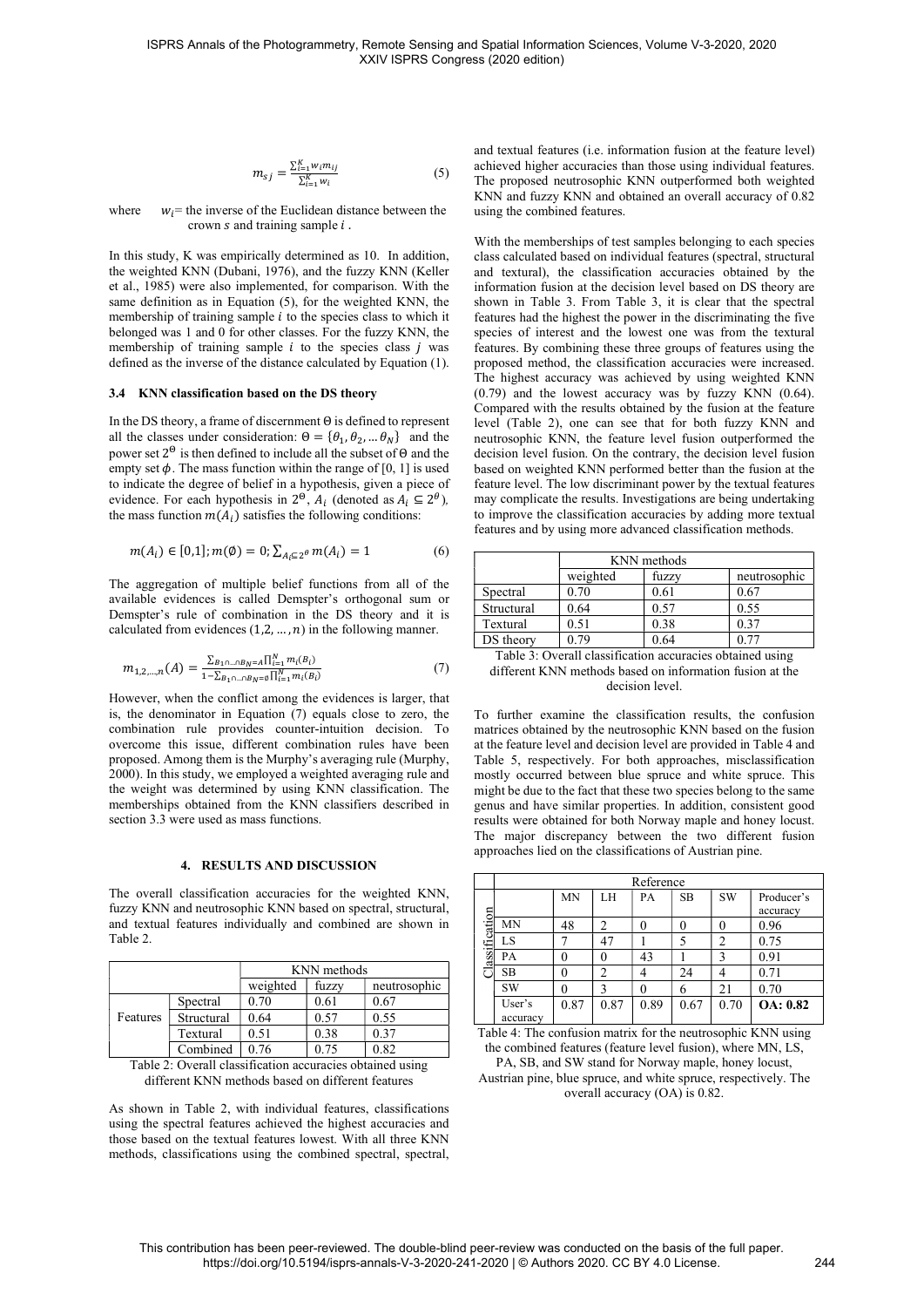$$m_{sj} = \frac{\sum_{i=1}^{K} w_i m_{ij}}{\sum_{i=1}^{K} w_i} \tag{5}$$

where $w_i$ = the inverse of the Euclidean distance between the crown $s$ and training sample $i$.

In this study, K was empirically determined as 10. In addition, the weighted KNN (Dubani, 1976), and the fuzzy KNN (Keller et al., 1985) were also implemented, for comparison. With the same definition as in Equation (5), for the weighted KNN, the membership of training sample $i$ to the species class to which it belonged was 1 and 0 for other classes. For the fuzzy KNN, the membership of training sample $i$ to the species class $j$ was defined as the inverse of the distance calculated by Equation (1).

### 3.4 KNN classification based on the DS theory

In the DS theory, a frame of discernment Θ is defined to represent all the classes under consideration: $\Theta = \{\theta_1, \theta_2, \ldots \theta_N\}$ and the power set $2^{\Theta}$ is then defined to include all the subset of Θ and the empty set $\phi$. The mass function within the range of [0, 1] is used to indicate the degree of belief in a hypothesis, given a piece of evidence. For each hypothesis in $2^{\Theta}$, $A_i$ (denoted as $A_i \subseteq 2^{\theta}$), the mass function $m(A_i)$ satisfies the following conditions:

$$m(A_i) \in [0,1]; m(\emptyset) = 0; \sum_{A_i \subseteq 2^{\theta}} m(A_i) = 1 \tag{6}$$

The aggregation of multiple belief functions from all of the available evidences is called Demspter's orthogonal sum or Demspter's rule of combination in the DS theory and it is calculated from evidences $(1, 2, \ldots, n)$ in the following manner.

$$m_{1,2,\ldots,n}(A) = \frac{\sum_{B_1 \cap \ldots \cap B_N = A} \prod_{i=1}^{N} m_i(B_i)}{1 - \sum_{B_1 \cap \ldots \cap B_N = \emptyset} \prod_{i=1}^{N} m_i(B_i)} \tag{7}$$

However, when the conflict among the evidences is larger, that is, the denominator in Equation (7) equals close to zero, the combination rule provides counter-intuition decision. To overcome this issue, different combination rules have been proposed. Among them is the Murphy's averaging rule (Murphy, 2000). In this study, we employed a weighted averaging rule and the weight was determined by using KNN classification. The memberships obtained from the KNN classifiers described in section 3.3 were used as mass functions.

## 4. RESULTS AND DISCUSSION

The overall classification accuracies for the weighted KNN, fuzzy KNN and neutrosophic KNN based on spectral, structural, and textual features individually and combined are shown in Table 2.

| | | KNN methods | | |
|---|---|---|---|---|
| | | weighted | fuzzy | neutrosophic |
| Features | Spectral | 0.70 | 0.61 | 0.67 |
| | Structural | 0.64 | 0.57 | 0.55 |
| | Textural | 0.51 | 0.38 | 0.37 |
| | Combined | 0.76 | 0.75 | 0.82 |

Table 2: Overall classification accuracies obtained using different KNN methods based on different features

As shown in Table 2, with individual features, classifications using the spectral features achieved the highest accuracies and those based on the textual features lowest. With all three KNN methods, classifications using the combined spectral, spectral, and textual features (i.e. information fusion at the feature level) achieved higher accuracies than those using individual features. The proposed neutrosophic KNN outperformed both weighted KNN and fuzzy KNN and obtained an overall accuracy of 0.82 using the combined features.

With the memberships of test samples belonging to each species class calculated based on individual features (spectral, structural and textural), the classification accuracies obtained by the information fusion at the decision level based on DS theory are shown in Table 3. From Table 3, it is clear that the spectral features had the highest the power in the discriminating the five species of interest and the lowest one was from the textural features. By combining these three groups of features using the proposed method, the classification accuracies were increased. The highest accuracy was achieved by using weighted KNN (0.79) and the lowest accuracy was by fuzzy KNN (0.64). Compared with the results obtained by the fusion at the feature level (Table 2), one can see that for both fuzzy KNN and neutrosophic KNN, the feature level fusion outperformed the decision level fusion. On the contrary, the decision level fusion based on weighted KNN performed better than the fusion at the feature level. The low discriminant power by the textual features may complicate the results. Investigations are being undertaking to improve the classification accuracies by adding more textual features and by using more advanced classification methods.

| | KNN methods | | |
|---|---|---|---|
| | weighted | fuzzy | neutrosophic |
| Spectral | 0.70 | 0.61 | 0.67 |
| Structural | 0.64 | 0.57 | 0.55 |
| Textural | 0.51 | 0.38 | 0.37 |
| DS theory | 0.79 | 0.64 | 0.77 |

Table 3: Overall classification accuracies obtained using different KNN methods based on information fusion at the decision level.

To further examine the classification results, the confusion matrices obtained by the neutrosophic KNN based on the fusion at the feature level and decision level are provided in Table 4 and Table 5, respectively. For both approaches, misclassification mostly occurred between blue spruce and white spruce. This might be due to the fact that these two species belong to the same genus and have similar properties. In addition, consistent good results were obtained for both Norway maple and honey locust. The major discrepancy between the two different fusion approaches lied on the classifications of Austrian pine.

| | | Reference | | | | | |
|---|---|---|---|---|---|---|---|
| | | MN | LH | PA | SB | SW | Producer's accuracy |
| Classification | MN | 48 | 2 | 0 | 0 | 0 | 0.96 |
| | LS | 7 | 47 | 1 | 5 | 2 | 0.75 |
| | PA | 0 | 0 | 43 | 1 | 3 | 0.91 |
| | SB | 0 | 2 | 4 | 24 | 4 | 0.71 |
| | SW | 0 | 3 | 0 | 6 | 21 | 0.70 |
| | User's accuracy | 0.87 | 0.87 | 0.89 | 0.67 | 0.70 | **OA: 0.82** |

Table 4: The confusion matrix for the neutrosophic KNN using the combined features (feature level fusion), where MN, LS, PA, SB, and SW stand for Norway maple, honey locust, Austrian pine, blue spruce, and white spruce, respectively. The overall accuracy (OA) is 0.82.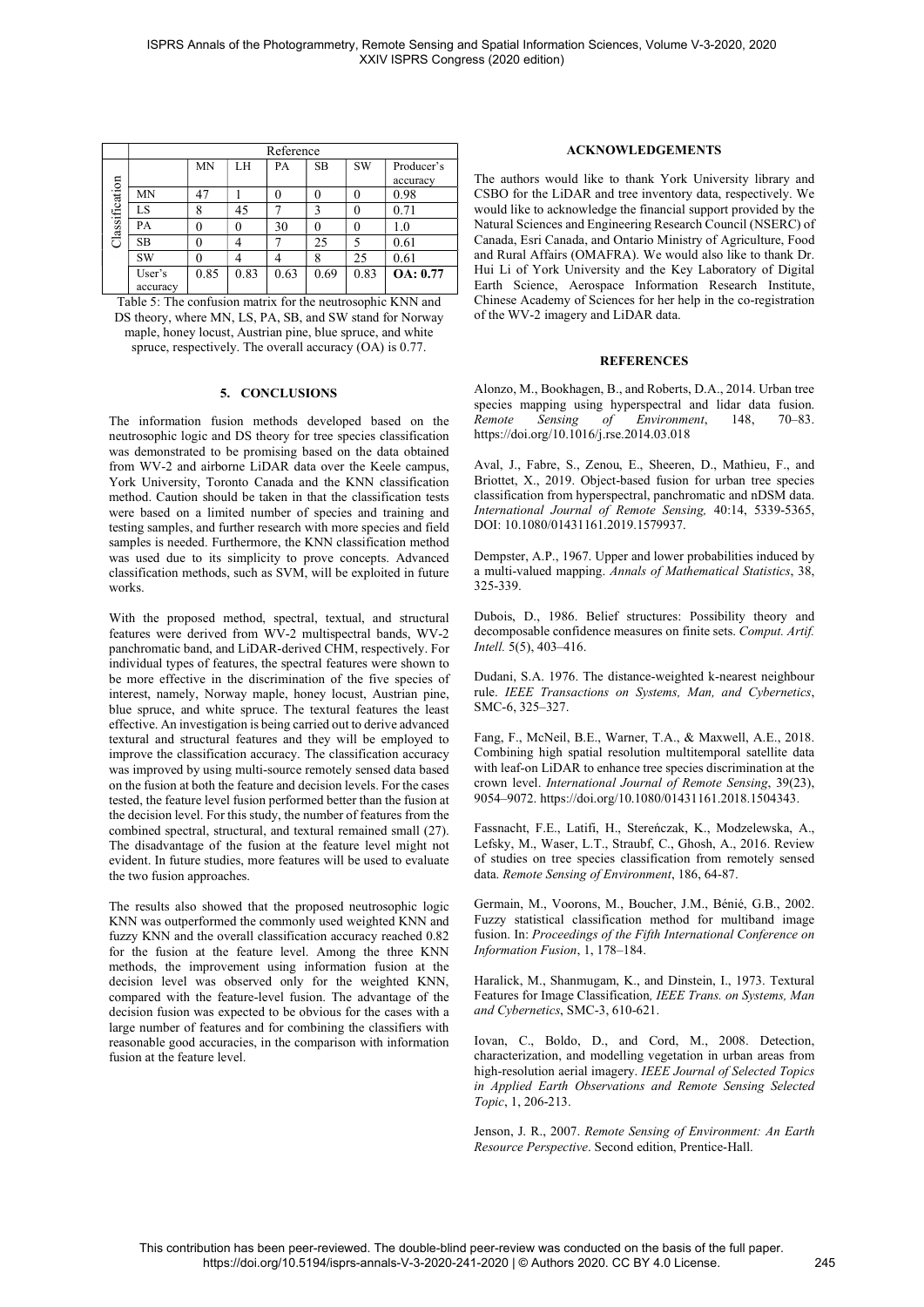| | Reference | | | | | | |
|---|---|---|---|---|---|---|---|
| Classification | | MN | LH | PA | SB | SW | Producer's accuracy |
| | MN | 47 | 1 | 0 | 0 | 0 | 0.98 |
| | LS | 8 | 45 | 7 | 3 | 0 | 0.71 |
| | PA | 0 | 0 | 30 | 0 | 0 | 1.0 |
| | SB | 0 | 4 | 7 | 25 | 5 | 0.61 |
| | SW | 0 | 4 | 4 | 8 | 25 | 0.61 |
| | User's accuracy | 0.85 | 0.83 | 0.63 | 0.69 | 0.83 | **OA: 0.77** |

Table 5: The confusion matrix for the neutrosophic KNN and DS theory, where MN, LS, PA, SB, and SW stand for Norway maple, honey locust, Austrian pine, blue spruce, and white spruce, respectively. The overall accuracy (OA) is 0.77.

## 5. CONCLUSIONS

The information fusion methods developed based on the neutrosophic logic and DS theory for tree species classification was demonstrated to be promising based on the data obtained from WV-2 and airborne LiDAR data over the Keele campus, York University, Toronto Canada and the KNN classification method. Caution should be taken in that the classification tests were based on a limited number of species and training and testing samples, and further research with more species and field samples is needed. Furthermore, the KNN classification method was used due to its simplicity to prove concepts. Advanced classification methods, such as SVM, will be exploited in future works.

With the proposed method, spectral, textual, and structural features were derived from WV-2 multispectral bands, WV-2 panchromatic band, and LiDAR-derived CHM, respectively. For individual types of features, the spectral features were shown to be more effective in the discrimination of the five species of interest, namely, Norway maple, honey locust, Austrian pine, blue spruce, and white spruce. The textural features the least effective. An investigation is being carried out to derive advanced textural and structural features and they will be employed to improve the classification accuracy. The classification accuracy was improved by using multi-source remotely sensed data based on the fusion at both the feature and decision levels. For the cases tested, the feature level fusion performed better than the fusion at the decision level. For this study, the number of features from the combined spectral, structural, and textural remained small (27). The disadvantage of the fusion at the feature level might not evident. In future studies, more features will be used to evaluate the two fusion approaches.

The results also showed that the proposed neutrosophic logic KNN was outperformed the commonly used weighted KNN and fuzzy KNN and the overall classification accuracy reached 0.82 for the fusion at the feature level. Among the three KNN methods, the improvement using information fusion at the decision level was observed only for the weighted KNN, compared with the feature-level fusion. The advantage of the decision fusion was expected to be obvious for the cases with a large number of features and for combining the classifiers with reasonable good accuracies, in the comparison with information fusion at the feature level.

## ACKNOWLEDGEMENTS

The authors would like to thank York University library and CSBO for the LiDAR and tree inventory data, respectively. We would like to acknowledge the financial support provided by the Natural Sciences and Engineering Research Council (NSERC) of Canada, Esri Canada, and Ontario Ministry of Agriculture, Food and Rural Affairs (OMAFRA). We would also like to thank Dr. Hui Li of York University and the Key Laboratory of Digital Earth Science, Aerospace Information Research Institute, Chinese Academy of Sciences for her help in the co-registration of the WV-2 imagery and LiDAR data.

## REFERENCES

Alonzo, M., Bookhagen, B., and Roberts, D.A., 2014. Urban tree species mapping using hyperspectral and lidar data fusion. *Remote Sensing of Environment*, 148, 70–83. https://doi.org/10.1016/j.rse.2014.03.018

Aval, J., Fabre, S., Zenou, E., Sheeren, D., Mathieu, F., and Briottet, X., 2019. Object-based fusion for urban tree species classification from hyperspectral, panchromatic and nDSM data. *International Journal of Remote Sensing,* 40:14, 5339-5365, DOI: 10.1080/01431161.2019.1579937.

Dempster, A.P., 1967. Upper and lower probabilities induced by a multi-valued mapping. *Annals of Mathematical Statistics*, 38, 325-339.

Dubois, D., 1986. Belief structures: Possibility theory and decomposable confidence measures on finite sets. *Comput. Artif. Intell.* 5(5), 403–416.

Dudani, S.A. 1976. The distance-weighted k-nearest neighbour rule. *IEEE Transactions on Systems, Man, and Cybernetics*, SMC-6, 325–327.

Fang, F., McNeil, B.E., Warner, T.A., & Maxwell, A.E., 2018. Combining high spatial resolution multitemporal satellite data with leaf-on LiDAR to enhance tree species discrimination at the crown level. *International Journal of Remote Sensing*, 39(23), 9054–9072. https://doi.org/10.1080/01431161.2018.1504343.

Fassnacht, F.E., Latifi, H., Stereńczak, K., Modzelewska, A., Lefsky, M., Waser, L.T., Straubf, C., Ghosh, A., 2016. Review of studies on tree species classification from remotely sensed data. *Remote Sensing of Environment*, 186, 64-87.

Germain, M., Voorons, M., Boucher, J.M., Bénié, G.B., 2002. Fuzzy statistical classification method for multiband image fusion. In: *Proceedings of the Fifth International Conference on Information Fusion*, 1, 178–184.

Haralick, M., Shanmugam, K., and Dinstein, I., 1973. Textural Features for Image Classification*, IEEE Trans. on Systems, Man and Cybernetics*, SMC-3, 610-621.

Iovan, C., Boldo, D., and Cord, M., 2008. Detection, characterization, and modelling vegetation in urban areas from high-resolution aerial imagery. *IEEE Journal of Selected Topics in Applied Earth Observations and Remote Sensing Selected Topic*, 1, 206-213.

Jenson, J. R., 2007. *Remote Sensing of Environment: An Earth Resource Perspective*. Second edition, Prentice-Hall.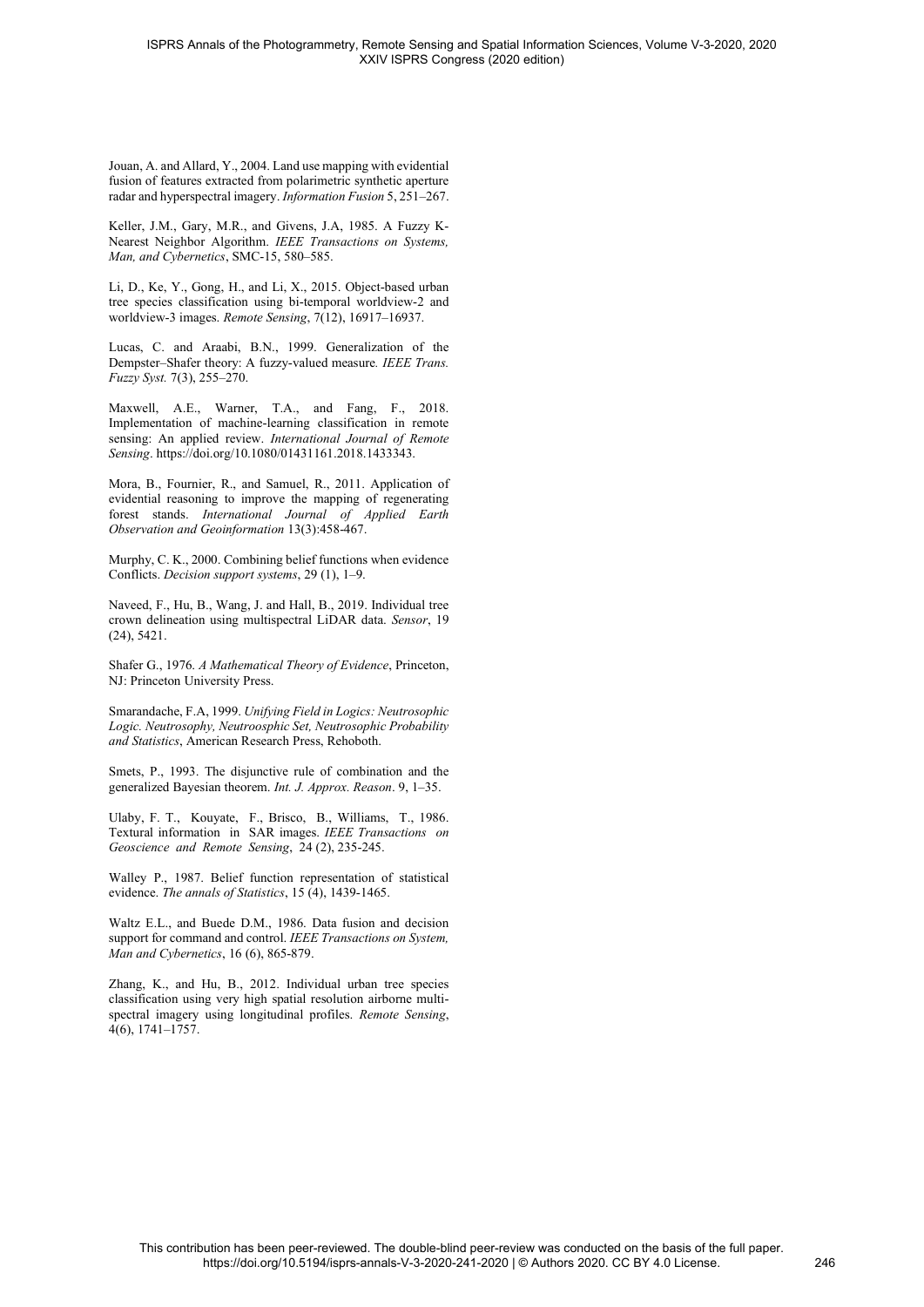Jouan, A. and Allard, Y., 2004. Land use mapping with evidential fusion of features extracted from polarimetric synthetic aperture radar and hyperspectral imagery. *Information Fusion* 5, 251–267.

Keller, J.M., Gary, M.R., and Givens, J.A, 1985. A Fuzzy K-Nearest Neighbor Algorithm. *IEEE Transactions on Systems, Man, and Cybernetics*, SMC-15, 580–585.

Li, D., Ke, Y., Gong, H., and Li, X., 2015. Object-based urban tree species classification using bi-temporal worldview-2 and worldview-3 images. *Remote Sensing*, 7(12), 16917–16937.

Lucas, C. and Araabi, B.N., 1999. Generalization of the Dempster–Shafer theory: A fuzzy-valued measure. *IEEE Trans. Fuzzy Syst.* 7(3), 255–270.

Maxwell, A.E., Warner, T.A., and Fang, F., 2018. Implementation of machine-learning classification in remote sensing: An applied review. *International Journal of Remote Sensing*. https://doi.org/10.1080/01431161.2018.1433343.

Mora, B., Fournier, R., and Samuel, R., 2011. Application of evidential reasoning to improve the mapping of regenerating forest stands. *International Journal of Applied Earth Observation and Geoinformation* 13(3):458-467.

Murphy, C. K., 2000. Combining belief functions when evidence Conflicts. *Decision support systems*, 29 (1), 1–9.

Naveed, F., Hu, B., Wang, J. and Hall, B., 2019. Individual tree crown delineation using multispectral LiDAR data. *Sensor*, 19 (24), 5421.

Shafer G., 1976. *A Mathematical Theory of Evidence*, Princeton, NJ: Princeton University Press.

Smarandache, F.A, 1999. *Unifying Field in Logics: Neutrosophic Logic. Neutrosophy, Neutroosphic Set, Neutrosophic Probability and Statistics*, American Research Press, Rehoboth.

Smets, P., 1993. The disjunctive rule of combination and the generalized Bayesian theorem. *Int. J. Approx. Reason*. 9, 1–35.

Ulaby, F. T., Kouyate, F., Brisco, B., Williams, T., 1986. Textural information in SAR images. *IEEE Transactions on Geoscience and Remote Sensing*, 24 (2), 235-245.

Walley P., 1987. Belief function representation of statistical evidence. *The annals of Statistics*, 15 (4), 1439-1465.

Waltz E.L., and Buede D.M., 1986. Data fusion and decision support for command and control. *IEEE Transactions on System, Man and Cybernetics*, 16 (6), 865-879.

Zhang, K., and Hu, B., 2012. Individual urban tree species classification using very high spatial resolution airborne multi-spectral imagery using longitudinal profiles. *Remote Sensing*, 4(6), 1741–1757.